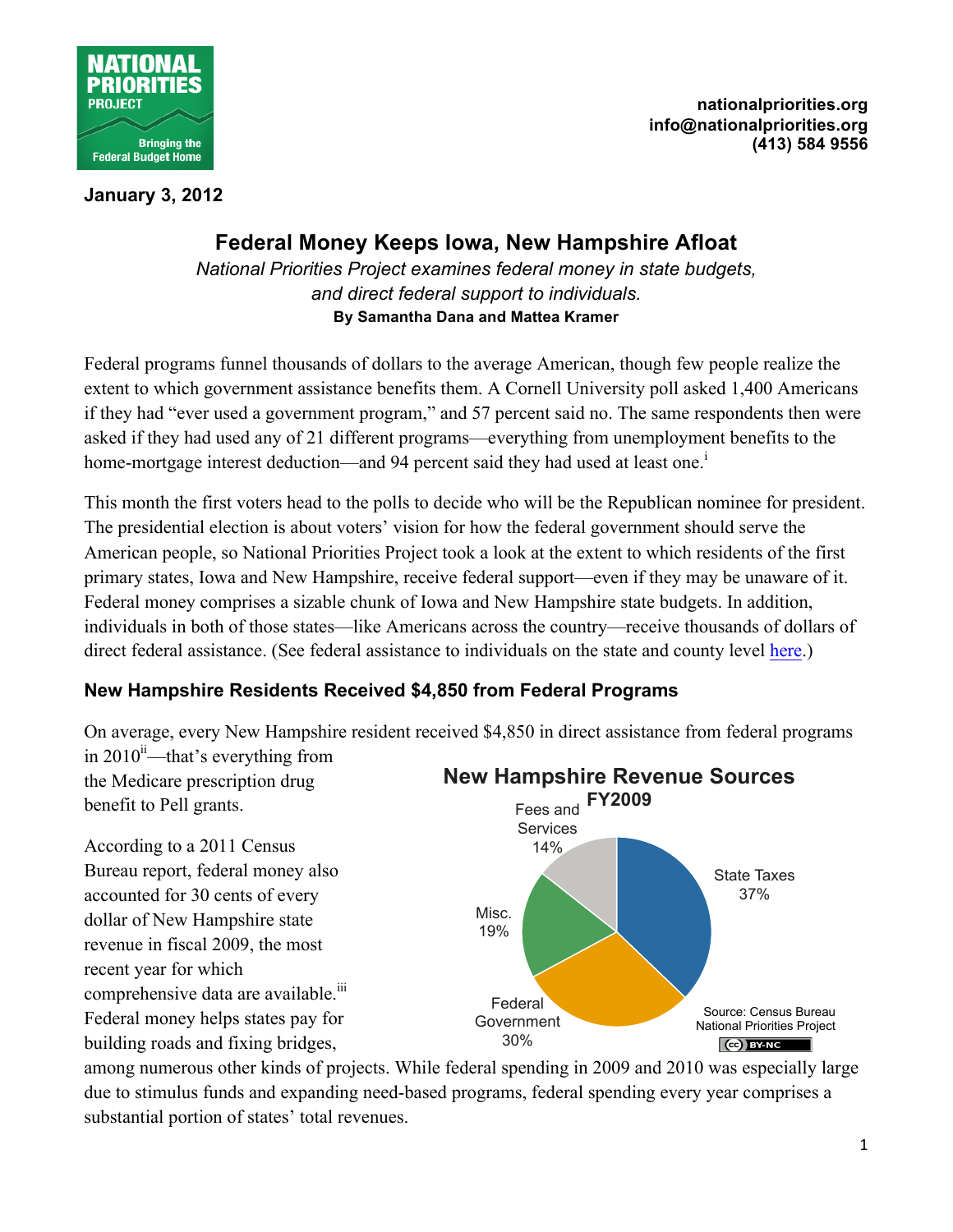NATIONAL PRIORITIES PROJECT
Bringing the Federal Budget Home

nationalpriorities.org
info@nationalpriorities.org
(413) 584 9556

**January 3, 2012**

# Federal Money Keeps Iowa, New Hampshire Afloat

*National Priorities Project examines federal money in state budgets, and direct federal support to individuals.*

**By Samantha Dana and Mattea Kramer**

Federal programs funnel thousands of dollars to the average American, though few people realize the extent to which government assistance benefits them. A Cornell University poll asked 1,400 Americans if they had "ever used a government program," and 57 percent said no. The same respondents then were asked if they had used any of 21 different programs—everything from unemployment benefits to the home-mortgage interest deduction—and 94 percent said they had used at least one.[i]

This month the first voters head to the polls to decide who will be the Republican nominee for president. The presidential election is about voters' vision for how the federal government should serve the American people, so National Priorities Project took a look at the extent to which residents of the first primary states, Iowa and New Hampshire, receive federal support—even if they may be unaware of it. Federal money comprises a sizable chunk of Iowa and New Hampshire state budgets. In addition, individuals in both of those states—like Americans across the country—receive thousands of dollars of direct federal assistance. (See federal assistance to individuals on the state and county level here.)

## New Hampshire Residents Received $4,850 from Federal Programs

On average, every New Hampshire resident received $4,850 in direct assistance from federal programs in 2010[ii]—that's everything from the Medicare prescription drug benefit to Pell grants.

According to a 2011 Census Bureau report, federal money also accounted for 30 cents of every dollar of New Hampshire state revenue in fiscal 2009, the most recent year for which comprehensive data are available.[iii] Federal money helps states pay for building roads and fixing bridges, among numerous other kinds of projects. While federal spending in 2009 and 2010 was especially large due to stimulus funds and expanding need-based programs, federal spending every year comprises a substantial portion of states' total revenues.

**New Hampshire Revenue Sources FY2009**

| Source | Share |
|---|---|
| State Taxes | 37% |
| Federal Government | 30% |
| Misc. | 19% |
| Fees and Services | 14% |

Source: Census Bureau, National Priorities Project (CC BY-NC)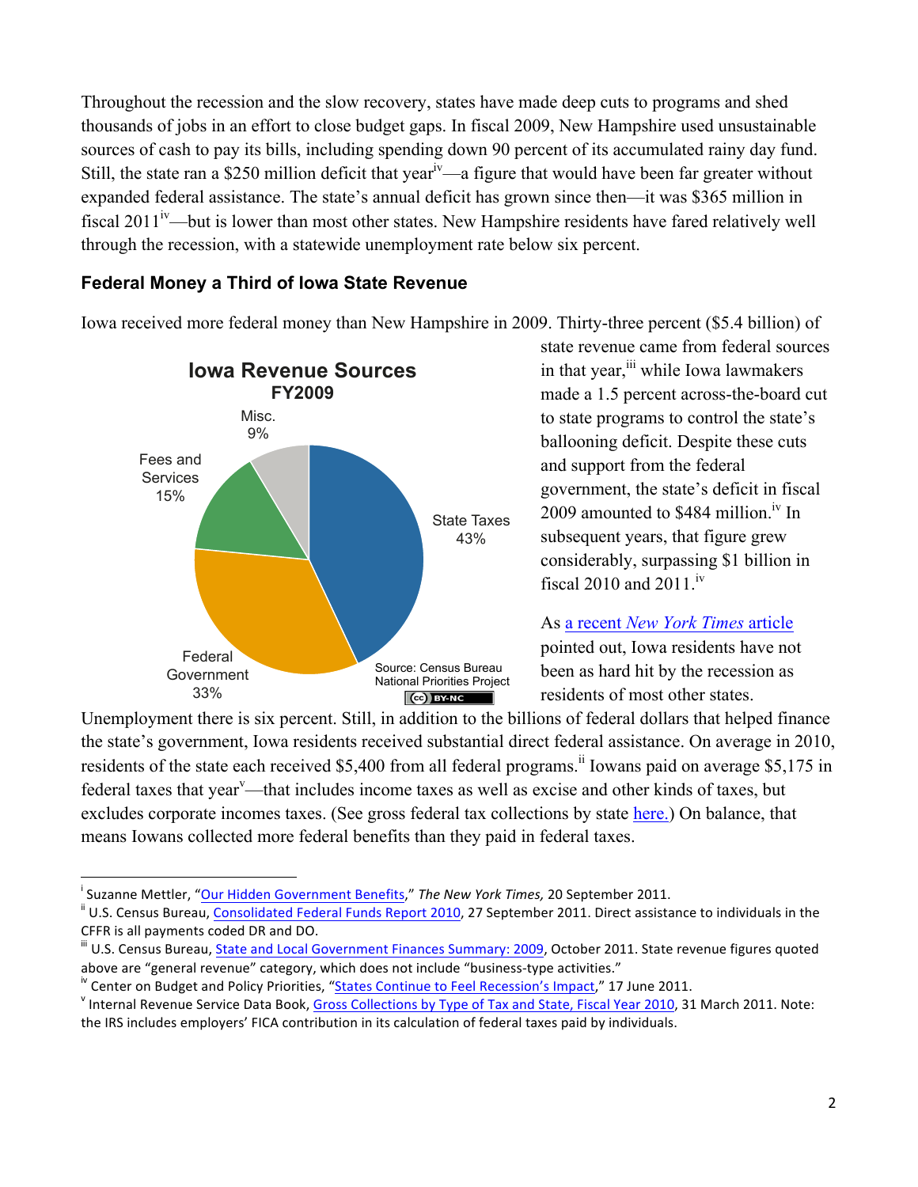Throughout the recession and the slow recovery, states have made deep cuts to programs and shed thousands of jobs in an effort to close budget gaps. In fiscal 2009, New Hampshire used unsustainable sources of cash to pay its bills, including spending down 90 percent of its accumulated rainy day fund. Still, the state ran a $250 million deficit that year[iv]—a figure that would have been far greater without expanded federal assistance. The state's annual deficit has grown since then—it was $365 million in fiscal 2011[iv]—but is lower than most other states. New Hampshire residents have fared relatively well through the recession, with a statewide unemployment rate below six percent.

### Federal Money a Third of Iowa State Revenue

Iowa received more federal money than New Hampshire in 2009. Thirty-three percent ($5.4 billion) of state revenue came from federal sources in that year,[iii] while Iowa lawmakers made a 1.5 percent across-the-board cut to state programs to control the state's ballooning deficit. Despite these cuts and support from the federal government, the state's deficit in fiscal 2009 amounted to $484 million.[iv] In subsequent years, that figure grew considerably, surpassing $1 billion in fiscal 2010 and 2011.[iv]

Iowa Revenue Sources
FY2009

State Taxes 43%
Federal Government 33%
Fees and Services 15%
Misc. 9%

Source: Census Bureau
National Priorities Project

As [a recent *New York Times* article](#) pointed out, Iowa residents have not been as hard hit by the recession as residents of most other states. Unemployment there is six percent. Still, in addition to the billions of federal dollars that helped finance the state's government, Iowa residents received substantial direct federal assistance. On average in 2010, residents of the state each received $5,400 from all federal programs.[ii] Iowans paid on average $5,175 in federal taxes that year[v]—that includes income taxes as well as excise and other kinds of taxes, but excludes corporate incomes taxes. (See gross federal tax collections by state [here.](#)) On balance, that means Iowans collected more federal benefits than they paid in federal taxes.

---

[i] Suzanne Mettler, "Our Hidden Government Benefits," *The New York Times,* 20 September 2011.

[ii] U.S. Census Bureau, Consolidated Federal Funds Report 2010, 27 September 2011. Direct assistance to individuals in the CFFR is all payments coded DR and DO.

[iii] U.S. Census Bureau, State and Local Government Finances Summary: 2009, October 2011. State revenue figures quoted above are "general revenue" category, which does not include "business-type activities."

[iv] Center on Budget and Policy Priorities, "States Continue to Feel Recession's Impact," 17 June 2011.

[v] Internal Revenue Service Data Book, Gross Collections by Type of Tax and State, Fiscal Year 2010, 31 March 2011. Note: the IRS includes employers' FICA contribution in its calculation of federal taxes paid by individuals.